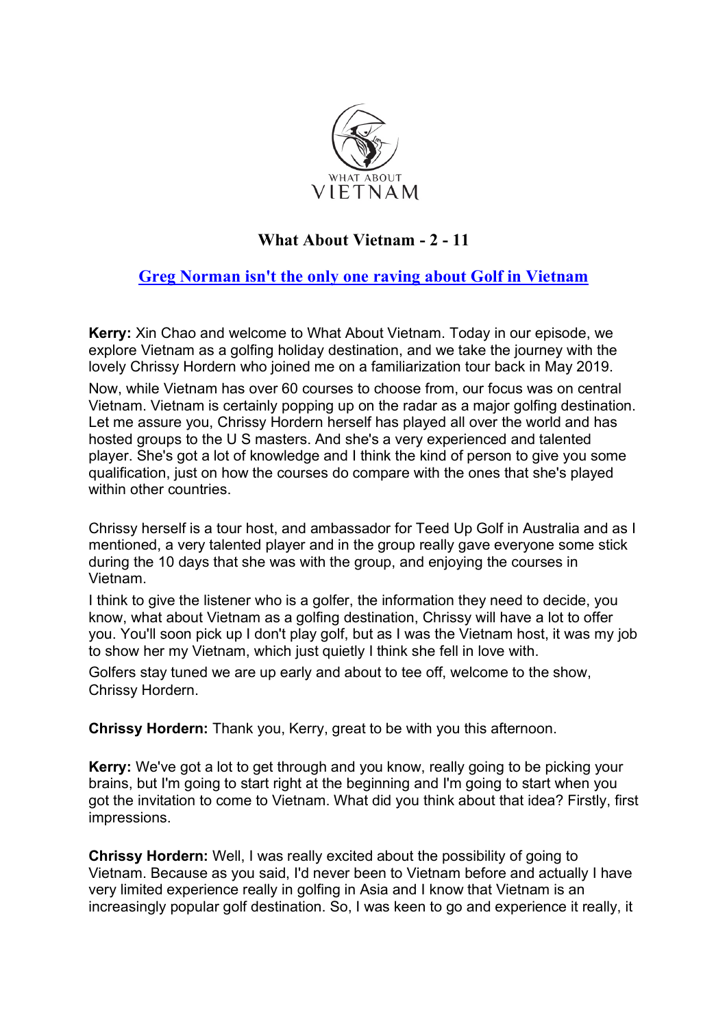# What About Vietnam - 2 - 11

## [Greg Norman isn't the only one raving about Golf in Vietnam]()

**Kerry:** Xin Chao and welcome to What About Vietnam. Today in our episode, we explore Vietnam as a golfing holiday destination, and we take the journey with the lovely Chrissy Hordern who joined me on a familiarization tour back in May 2019.

Now, while Vietnam has over 60 courses to choose from, our focus was on central Vietnam. Vietnam is certainly popping up on the radar as a major golfing destination. Let me assure you, Chrissy Hordern herself has played all over the world and has hosted groups to the U S masters. And she's a very experienced and talented player. She's got a lot of knowledge and I think the kind of person to give you some qualification, just on how the courses do compare with the ones that she's played within other countries.

Chrissy herself is a tour host, and ambassador for Teed Up Golf in Australia and as I mentioned, a very talented player and in the group really gave everyone some stick during the 10 days that she was with the group, and enjoying the courses in Vietnam.

I think to give the listener who is a golfer, the information they need to decide, you know, what about Vietnam as a golfing destination, Chrissy will have a lot to offer you. You'll soon pick up I don't play golf, but as I was the Vietnam host, it was my job to show her my Vietnam, which just quietly I think she fell in love with.

Golfers stay tuned we are up early and about to tee off, welcome to the show, Chrissy Hordern.

**Chrissy Hordern:** Thank you, Kerry, great to be with you this afternoon.

**Kerry:** We've got a lot to get through and you know, really going to be picking your brains, but I'm going to start right at the beginning and I'm going to start when you got the invitation to come to Vietnam. What did you think about that idea? Firstly, first impressions.

**Chrissy Hordern:** Well, I was really excited about the possibility of going to Vietnam. Because as you said, I'd never been to Vietnam before and actually I have very limited experience really in golfing in Asia and I know that Vietnam is an increasingly popular golf destination. So, I was keen to go and experience it really, it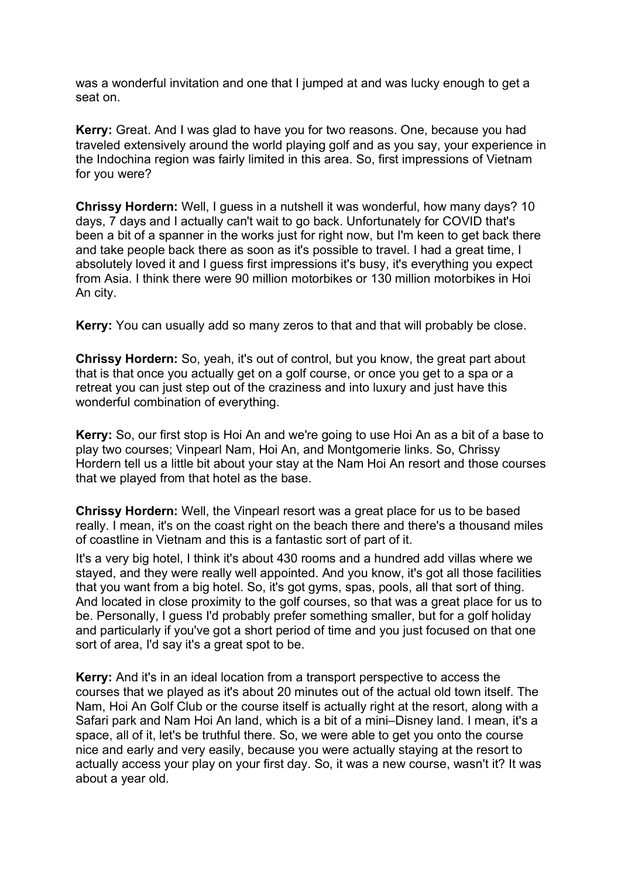was a wonderful invitation and one that I jumped at and was lucky enough to get a seat on.

**Kerry:** Great. And I was glad to have you for two reasons. One, because you had traveled extensively around the world playing golf and as you say, your experience in the Indochina region was fairly limited in this area. So, first impressions of Vietnam for you were?

**Chrissy Hordern:** Well, I guess in a nutshell it was wonderful, how many days? 10 days, 7 days and I actually can't wait to go back. Unfortunately for COVID that's been a bit of a spanner in the works just for right now, but I'm keen to get back there and take people back there as soon as it's possible to travel. I had a great time, I absolutely loved it and I guess first impressions it's busy, it's everything you expect from Asia. I think there were 90 million motorbikes or 130 million motorbikes in Hoi An city.

**Kerry:** You can usually add so many zeros to that and that will probably be close.

**Chrissy Hordern:** So, yeah, it's out of control, but you know, the great part about that is that once you actually get on a golf course, or once you get to a spa or a retreat you can just step out of the craziness and into luxury and just have this wonderful combination of everything.

**Kerry:** So, our first stop is Hoi An and we're going to use Hoi An as a bit of a base to play two courses; Vinpearl Nam, Hoi An, and Montgomerie links. So, Chrissy Hordern tell us a little bit about your stay at the Nam Hoi An resort and those courses that we played from that hotel as the base.

**Chrissy Hordern:** Well, the Vinpearl resort was a great place for us to be based really. I mean, it's on the coast right on the beach there and there's a thousand miles of coastline in Vietnam and this is a fantastic sort of part of it.

It's a very big hotel, I think it's about 430 rooms and a hundred add villas where we stayed, and they were really well appointed. And you know, it's got all those facilities that you want from a big hotel. So, it's got gyms, spas, pools, all that sort of thing. And located in close proximity to the golf courses, so that was a great place for us to be. Personally, I guess I'd probably prefer something smaller, but for a golf holiday and particularly if you've got a short period of time and you just focused on that one sort of area, I'd say it's a great spot to be.

**Kerry:** And it's in an ideal location from a transport perspective to access the courses that we played as it's about 20 minutes out of the actual old town itself. The Nam, Hoi An Golf Club or the course itself is actually right at the resort, along with a Safari park and Nam Hoi An land, which is a bit of a mini–Disney land. I mean, it's a space, all of it, let's be truthful there. So, we were able to get you onto the course nice and early and very easily, because you were actually staying at the resort to actually access your play on your first day. So, it was a new course, wasn't it? It was about a year old.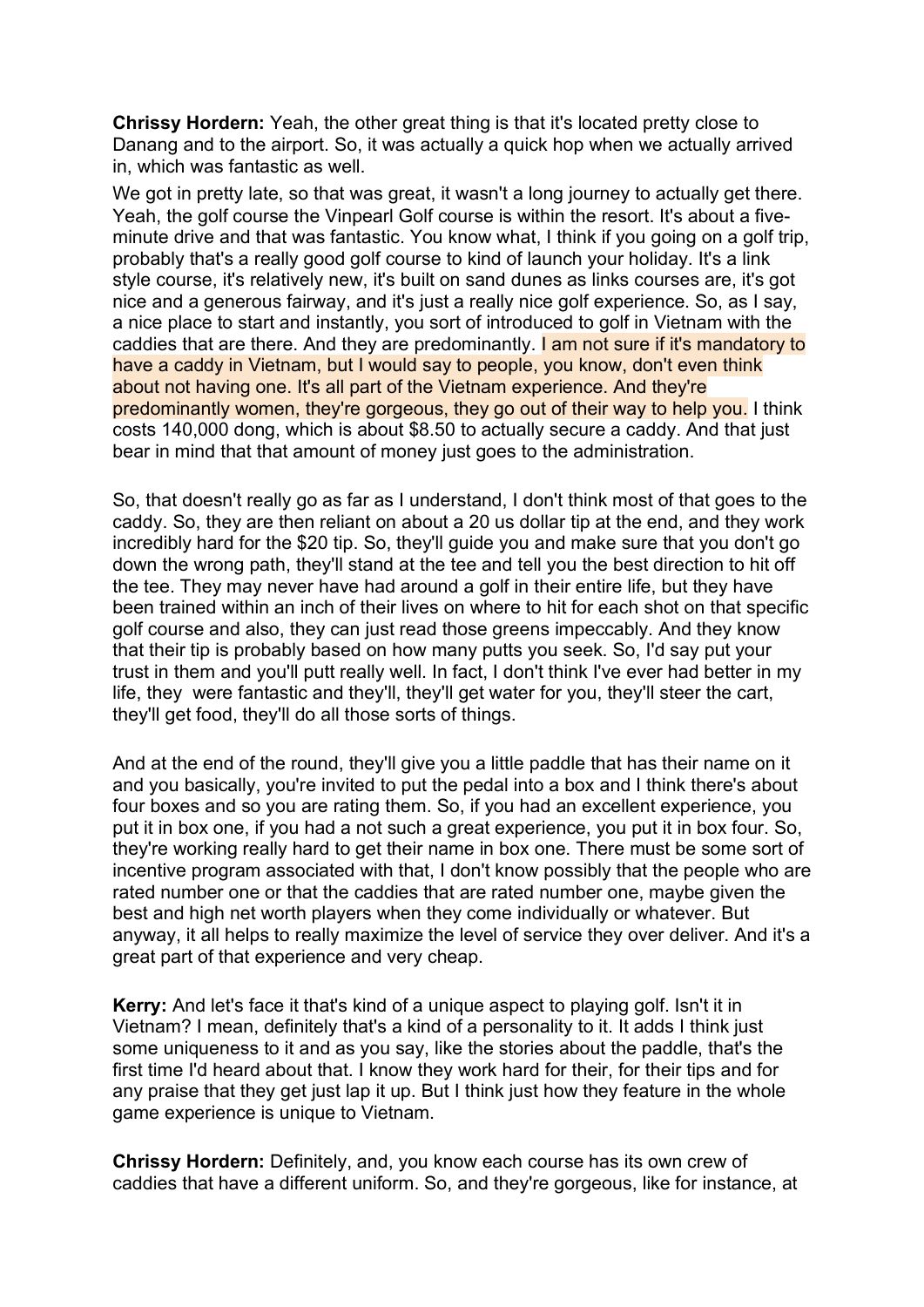**Chrissy Hordern:** Yeah, the other great thing is that it's located pretty close to Danang and to the airport. So, it was actually a quick hop when we actually arrived in, which was fantastic as well.

We got in pretty late, so that was great, it wasn't a long journey to actually get there. Yeah, the golf course the Vinpearl Golf course is within the resort. It's about a five-minute drive and that was fantastic. You know what, I think if you going on a golf trip, probably that's a really good golf course to kind of launch your holiday. It's a link style course, it's relatively new, it's built on sand dunes as links courses are, it's got nice and a generous fairway, and it's just a really nice golf experience. So, as I say, a nice place to start and instantly, you sort of introduced to golf in Vietnam with the caddies that are there. And they are predominantly. I am not sure if it's mandatory to have a caddy in Vietnam, but I would say to people, you know, don't even think about not having one. It's all part of the Vietnam experience. And they're predominantly women, they're gorgeous, they go out of their way to help you. I think costs 140,000 dong, which is about $8.50 to actually secure a caddy. And that just bear in mind that that amount of money just goes to the administration.

So, that doesn't really go as far as I understand, I don't think most of that goes to the caddy. So, they are then reliant on about a 20 us dollar tip at the end, and they work incredibly hard for the $20 tip. So, they'll guide you and make sure that you don't go down the wrong path, they'll stand at the tee and tell you the best direction to hit off the tee. They may never have had around a golf in their entire life, but they have been trained within an inch of their lives on where to hit for each shot on that specific golf course and also, they can just read those greens impeccably. And they know that their tip is probably based on how many putts you seek. So, I'd say put your trust in them and you'll putt really well. In fact, I don't think I've ever had better in my life, they were fantastic and they'll, they'll get water for you, they'll steer the cart, they'll get food, they'll do all those sorts of things.

And at the end of the round, they'll give you a little paddle that has their name on it and you basically, you're invited to put the pedal into a box and I think there's about four boxes and so you are rating them. So, if you had an excellent experience, you put it in box one, if you had a not such a great experience, you put it in box four. So, they're working really hard to get their name in box one. There must be some sort of incentive program associated with that, I don't know possibly that the people who are rated number one or that the caddies that are rated number one, maybe given the best and high net worth players when they come individually or whatever. But anyway, it all helps to really maximize the level of service they over deliver. And it's a great part of that experience and very cheap.

**Kerry:** And let's face it that's kind of a unique aspect to playing golf. Isn't it in Vietnam? I mean, definitely that's a kind of a personality to it. It adds I think just some uniqueness to it and as you say, like the stories about the paddle, that's the first time I'd heard about that. I know they work hard for their, for their tips and for any praise that they get just lap it up. But I think just how they feature in the whole game experience is unique to Vietnam.

**Chrissy Hordern:** Definitely, and, you know each course has its own crew of caddies that have a different uniform. So, and they're gorgeous, like for instance, at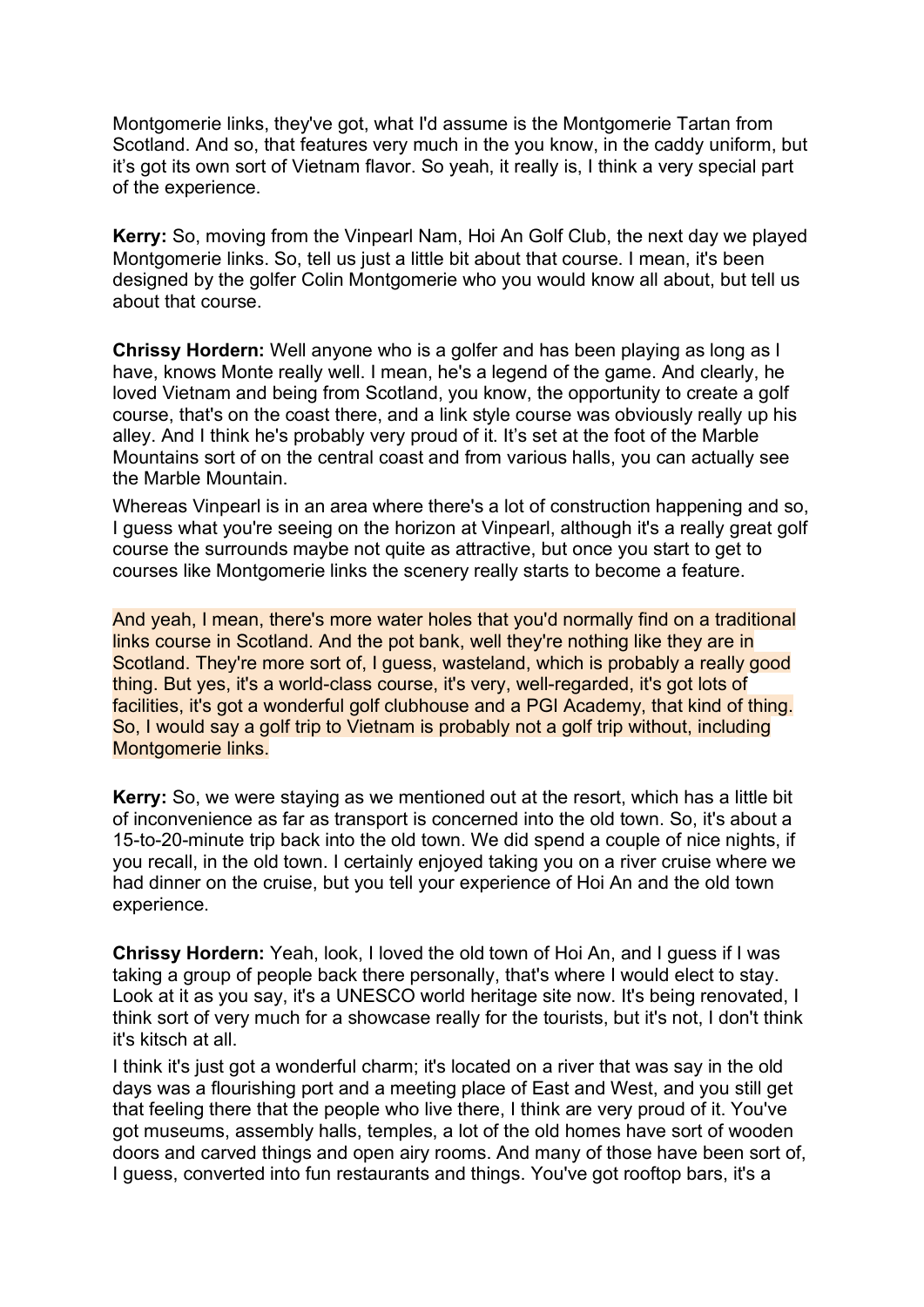Montgomerie links, they've got, what I'd assume is the Montgomerie Tartan from Scotland. And so, that features very much in the you know, in the caddy uniform, but it's got its own sort of Vietnam flavor. So yeah, it really is, I think a very special part of the experience.

**Kerry:** So, moving from the Vinpearl Nam, Hoi An Golf Club, the next day we played Montgomerie links. So, tell us just a little bit about that course. I mean, it's been designed by the golfer Colin Montgomerie who you would know all about, but tell us about that course.

**Chrissy Hordern:** Well anyone who is a golfer and has been playing as long as I have, knows Monte really well. I mean, he's a legend of the game. And clearly, he loved Vietnam and being from Scotland, you know, the opportunity to create a golf course, that's on the coast there, and a link style course was obviously really up his alley. And I think he's probably very proud of it. It's set at the foot of the Marble Mountains sort of on the central coast and from various halls, you can actually see the Marble Mountain.

Whereas Vinpearl is in an area where there's a lot of construction happening and so, I guess what you're seeing on the horizon at Vinpearl, although it's a really great golf course the surrounds maybe not quite as attractive, but once you start to get to courses like Montgomerie links the scenery really starts to become a feature.

And yeah, I mean, there's more water holes that you'd normally find on a traditional links course in Scotland. And the pot bank, well they're nothing like they are in Scotland. They're more sort of, I guess, wasteland, which is probably a really good thing. But yes, it's a world-class course, it's very, well-regarded, it's got lots of facilities, it's got a wonderful golf clubhouse and a PGI Academy, that kind of thing. So, I would say a golf trip to Vietnam is probably not a golf trip without, including Montgomerie links.

**Kerry:** So, we were staying as we mentioned out at the resort, which has a little bit of inconvenience as far as transport is concerned into the old town. So, it's about a 15-to-20-minute trip back into the old town. We did spend a couple of nice nights, if you recall, in the old town. I certainly enjoyed taking you on a river cruise where we had dinner on the cruise, but you tell your experience of Hoi An and the old town experience.

**Chrissy Hordern:** Yeah, look, I loved the old town of Hoi An, and I guess if I was taking a group of people back there personally, that's where I would elect to stay. Look at it as you say, it's a UNESCO world heritage site now. It's being renovated, I think sort of very much for a showcase really for the tourists, but it's not, I don't think it's kitsch at all.

I think it's just got a wonderful charm; it's located on a river that was say in the old days was a flourishing port and a meeting place of East and West, and you still get that feeling there that the people who live there, I think are very proud of it. You've got museums, assembly halls, temples, a lot of the old homes have sort of wooden doors and carved things and open airy rooms. And many of those have been sort of, I guess, converted into fun restaurants and things. You've got rooftop bars, it's a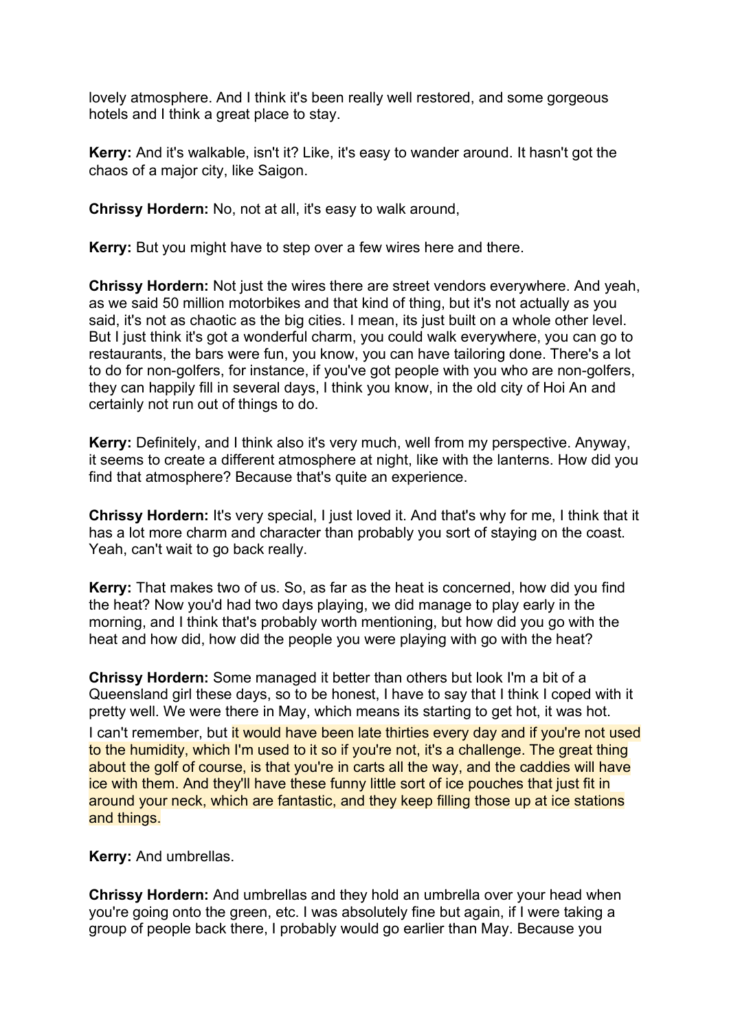lovely atmosphere. And I think it's been really well restored, and some gorgeous hotels and I think a great place to stay.

**Kerry:** And it's walkable, isn't it? Like, it's easy to wander around. It hasn't got the chaos of a major city, like Saigon.

**Chrissy Hordern:** No, not at all, it's easy to walk around,

**Kerry:** But you might have to step over a few wires here and there.

**Chrissy Hordern:** Not just the wires there are street vendors everywhere. And yeah, as we said 50 million motorbikes and that kind of thing, but it's not actually as you said, it's not as chaotic as the big cities. I mean, its just built on a whole other level. But I just think it's got a wonderful charm, you could walk everywhere, you can go to restaurants, the bars were fun, you know, you can have tailoring done. There's a lot to do for non-golfers, for instance, if you've got people with you who are non-golfers, they can happily fill in several days, I think you know, in the old city of Hoi An and certainly not run out of things to do.

**Kerry:** Definitely, and I think also it's very much, well from my perspective. Anyway, it seems to create a different atmosphere at night, like with the lanterns. How did you find that atmosphere? Because that's quite an experience.

**Chrissy Hordern:** It's very special, I just loved it. And that's why for me, I think that it has a lot more charm and character than probably you sort of staying on the coast. Yeah, can't wait to go back really.

**Kerry:** That makes two of us. So, as far as the heat is concerned, how did you find the heat? Now you'd had two days playing, we did manage to play early in the morning, and I think that's probably worth mentioning, but how did you go with the heat and how did, how did the people you were playing with go with the heat?

**Chrissy Hordern:** Some managed it better than others but look I'm a bit of a Queensland girl these days, so to be honest, I have to say that I think I coped with it pretty well. We were there in May, which means its starting to get hot, it was hot. I can't remember, but it would have been late thirties every day and if you're not used to the humidity, which I'm used to it so if you're not, it's a challenge. The great thing about the golf of course, is that you're in carts all the way, and the caddies will have ice with them. And they'll have these funny little sort of ice pouches that just fit in around your neck, which are fantastic, and they keep filling those up at ice stations and things.

**Kerry:** And umbrellas.

**Chrissy Hordern:** And umbrellas and they hold an umbrella over your head when you're going onto the green, etc. I was absolutely fine but again, if I were taking a group of people back there, I probably would go earlier than May. Because you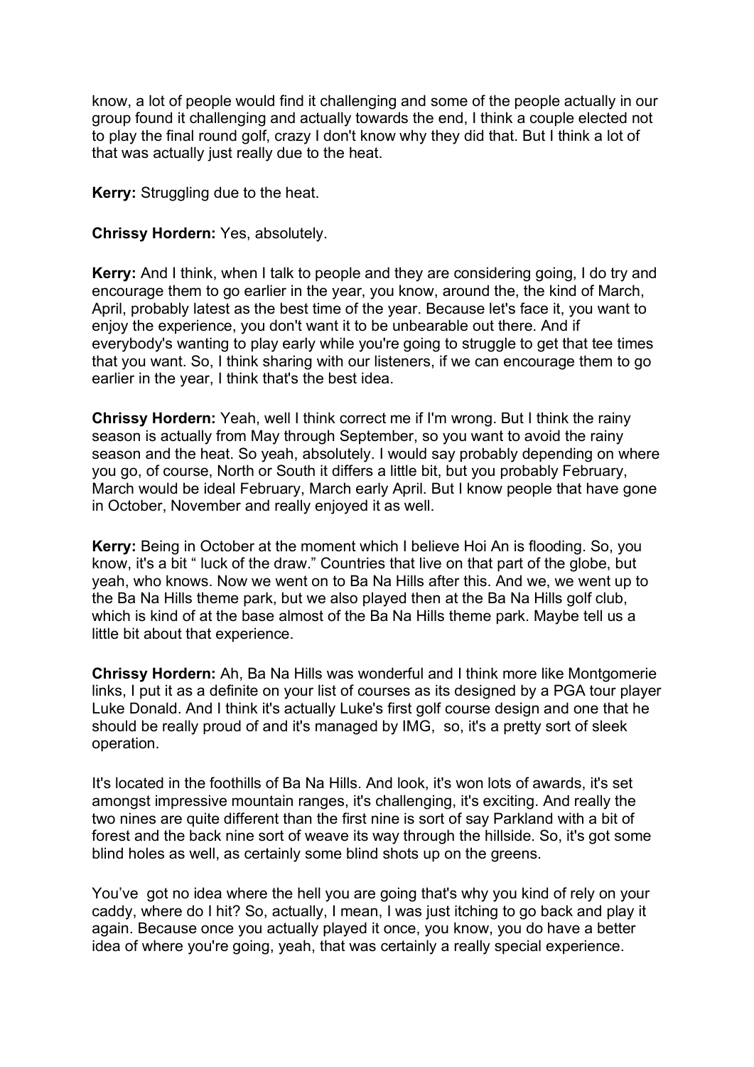know, a lot of people would find it challenging and some of the people actually in our group found it challenging and actually towards the end, I think a couple elected not to play the final round golf, crazy I don't know why they did that. But I think a lot of that was actually just really due to the heat.

**Kerry:** Struggling due to the heat.

**Chrissy Hordern:** Yes, absolutely.

**Kerry:** And I think, when I talk to people and they are considering going, I do try and encourage them to go earlier in the year, you know, around the, the kind of March, April, probably latest as the best time of the year. Because let's face it, you want to enjoy the experience, you don't want it to be unbearable out there. And if everybody's wanting to play early while you're going to struggle to get that tee times that you want. So, I think sharing with our listeners, if we can encourage them to go earlier in the year, I think that's the best idea.

**Chrissy Hordern:** Yeah, well I think correct me if I'm wrong. But I think the rainy season is actually from May through September, so you want to avoid the rainy season and the heat. So yeah, absolutely. I would say probably depending on where you go, of course, North or South it differs a little bit, but you probably February, March would be ideal February, March early April. But I know people that have gone in October, November and really enjoyed it as well.

**Kerry:** Being in October at the moment which I believe Hoi An is flooding. So, you know, it's a bit " luck of the draw." Countries that live on that part of the globe, but yeah, who knows. Now we went on to Ba Na Hills after this. And we, we went up to the Ba Na Hills theme park, but we also played then at the Ba Na Hills golf club, which is kind of at the base almost of the Ba Na Hills theme park. Maybe tell us a little bit about that experience.

**Chrissy Hordern:** Ah, Ba Na Hills was wonderful and I think more like Montgomerie links, I put it as a definite on your list of courses as its designed by a PGA tour player Luke Donald. And I think it's actually Luke's first golf course design and one that he should be really proud of and it's managed by IMG, so, it's a pretty sort of sleek operation.

It's located in the foothills of Ba Na Hills. And look, it's won lots of awards, it's set amongst impressive mountain ranges, it's challenging, it's exciting. And really the two nines are quite different than the first nine is sort of say Parkland with a bit of forest and the back nine sort of weave its way through the hillside. So, it's got some blind holes as well, as certainly some blind shots up on the greens.

You've got no idea where the hell you are going that's why you kind of rely on your caddy, where do I hit? So, actually, I mean, I was just itching to go back and play it again. Because once you actually played it once, you know, you do have a better idea of where you're going, yeah, that was certainly a really special experience.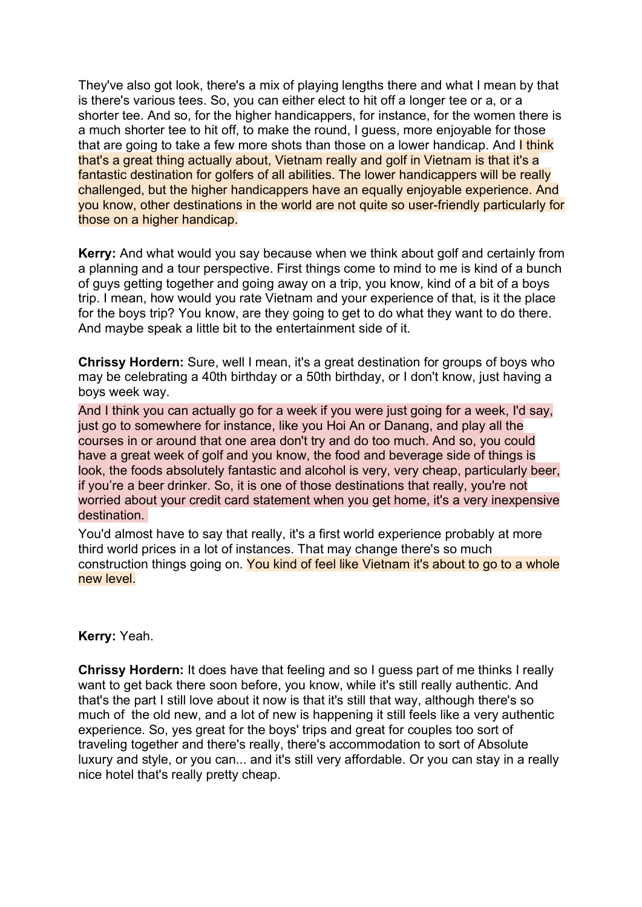They've also got look, there's a mix of playing lengths there and what I mean by that is there's various tees. So, you can either elect to hit off a longer tee or a, or a shorter tee. And so, for the higher handicappers, for instance, for the women there is a much shorter tee to hit off, to make the round, I guess, more enjoyable for those that are going to take a few more shots than those on a lower handicap. And I think that's a great thing actually about, Vietnam really and golf in Vietnam is that it's a fantastic destination for golfers of all abilities. The lower handicappers will be really challenged, but the higher handicappers have an equally enjoyable experience. And you know, other destinations in the world are not quite so user-friendly particularly for those on a higher handicap.

**Kerry:** And what would you say because when we think about golf and certainly from a planning and a tour perspective. First things come to mind to me is kind of a bunch of guys getting together and going away on a trip, you know, kind of a bit of a boys trip. I mean, how would you rate Vietnam and your experience of that, is it the place for the boys trip? You know, are they going to get to do what they want to do there. And maybe speak a little bit to the entertainment side of it.

**Chrissy Hordern:** Sure, well I mean, it's a great destination for groups of boys who may be celebrating a 40th birthday or a 50th birthday, or I don't know, just having a boys week way.

And I think you can actually go for a week if you were just going for a week, I'd say, just go to somewhere for instance, like you Hoi An or Danang, and play all the courses in or around that one area don't try and do too much. And so, you could have a great week of golf and you know, the food and beverage side of things is look, the foods absolutely fantastic and alcohol is very, very cheap, particularly beer, if you're a beer drinker. So, it is one of those destinations that really, you're not worried about your credit card statement when you get home, it's a very inexpensive destination.

You'd almost have to say that really, it's a first world experience probably at more third world prices in a lot of instances. That may change there's so much construction things going on. You kind of feel like Vietnam it's about to go to a whole new level.

**Kerry:** Yeah.

**Chrissy Hordern:** It does have that feeling and so I guess part of me thinks I really want to get back there soon before, you know, while it's still really authentic. And that's the part I still love about it now is that it's still that way, although there's so much of the old new, and a lot of new is happening it still feels like a very authentic experience. So, yes great for the boys' trips and great for couples too sort of traveling together and there's really, there's accommodation to sort of Absolute luxury and style, or you can... and it's still very affordable. Or you can stay in a really nice hotel that's really pretty cheap.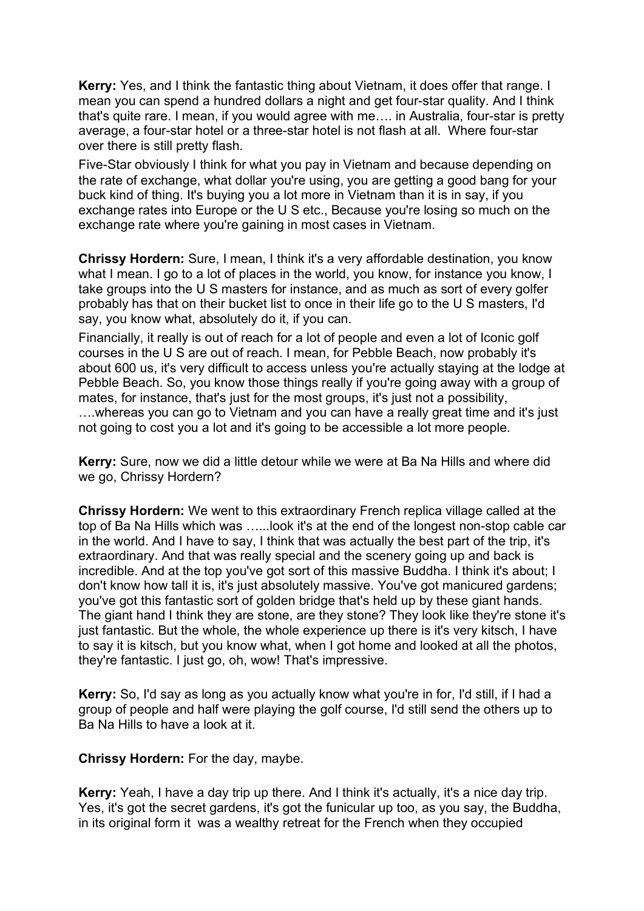**Kerry:** Yes, and I think the fantastic thing about Vietnam, it does offer that range. I mean you can spend a hundred dollars a night and get four-star quality. And I think that's quite rare. I mean, if you would agree with me…. in Australia, four-star is pretty average, a four-star hotel or a three-star hotel is not flash at all. Where four-star over there is still pretty flash.

Five-Star obviously I think for what you pay in Vietnam and because depending on the rate of exchange, what dollar you're using, you are getting a good bang for your buck kind of thing. It's buying you a lot more in Vietnam than it is in say, if you exchange rates into Europe or the U S etc., Because you're losing so much on the exchange rate where you're gaining in most cases in Vietnam.

**Chrissy Hordern:** Sure, I mean, I think it's a very affordable destination, you know what I mean. I go to a lot of places in the world, you know, for instance you know, I take groups into the U S masters for instance, and as much as sort of every golfer probably has that on their bucket list to once in their life go to the U S masters, I'd say, you know what, absolutely do it, if you can.

Financially, it really is out of reach for a lot of people and even a lot of Iconic golf courses in the U S are out of reach. I mean, for Pebble Beach, now probably it's about 600 us, it's very difficult to access unless you're actually staying at the lodge at Pebble Beach. So, you know those things really if you're going away with a group of mates, for instance, that's just for the most groups, it's just not a possibility, ….whereas you can go to Vietnam and you can have a really great time and it's just not going to cost you a lot and it's going to be accessible a lot more people.

**Kerry:** Sure, now we did a little detour while we were at Ba Na Hills and where did we go, Chrissy Hordern?

**Chrissy Hordern:** We went to this extraordinary French replica village called at the top of Ba Na Hills which was …...look it's at the end of the longest non-stop cable car in the world. And I have to say, I think that was actually the best part of the trip, it's extraordinary. And that was really special and the scenery going up and back is incredible. And at the top you've got sort of this massive Buddha. I think it's about; I don't know how tall it is, it's just absolutely massive. You've got manicured gardens; you've got this fantastic sort of golden bridge that's held up by these giant hands. The giant hand I think they are stone, are they stone? They look like they're stone it's just fantastic. But the whole, the whole experience up there is it's very kitsch, I have to say it is kitsch, but you know what, when I got home and looked at all the photos, they're fantastic. I just go, oh, wow! That's impressive.

**Kerry:** So, I'd say as long as you actually know what you're in for, I'd still, if I had a group of people and half were playing the golf course, I'd still send the others up to Ba Na Hills to have a look at it.

**Chrissy Hordern:** For the day, maybe.

**Kerry:** Yeah, I have a day trip up there. And I think it's actually, it's a nice day trip. Yes, it's got the secret gardens, it's got the funicular up too, as you say, the Buddha, in its original form it was a wealthy retreat for the French when they occupied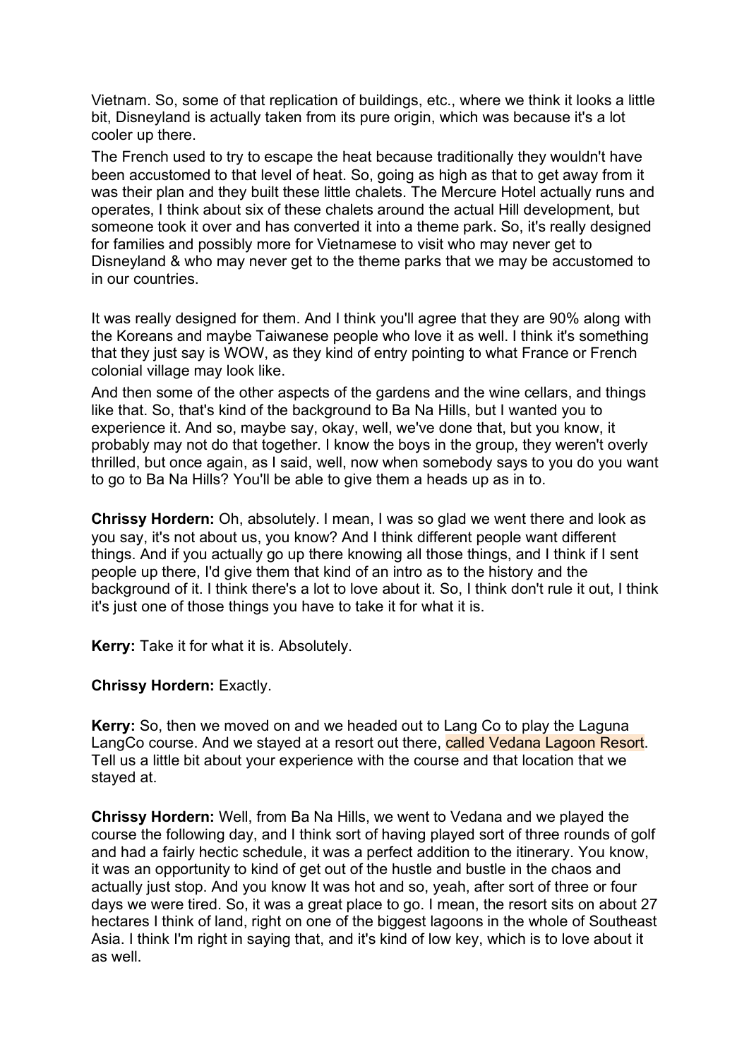Vietnam. So, some of that replication of buildings, etc., where we think it looks a little bit, Disneyland is actually taken from its pure origin, which was because it's a lot cooler up there.

The French used to try to escape the heat because traditionally they wouldn't have been accustomed to that level of heat. So, going as high as that to get away from it was their plan and they built these little chalets. The Mercure Hotel actually runs and operates, I think about six of these chalets around the actual Hill development, but someone took it over and has converted it into a theme park. So, it's really designed for families and possibly more for Vietnamese to visit who may never get to Disneyland & who may never get to the theme parks that we may be accustomed to in our countries.

It was really designed for them. And I think you'll agree that they are 90% along with the Koreans and maybe Taiwanese people who love it as well. I think it's something that they just say is WOW, as they kind of entry pointing to what France or French colonial village may look like.

And then some of the other aspects of the gardens and the wine cellars, and things like that. So, that's kind of the background to Ba Na Hills, but I wanted you to experience it. And so, maybe say, okay, well, we've done that, but you know, it probably may not do that together. I know the boys in the group, they weren't overly thrilled, but once again, as I said, well, now when somebody says to you do you want to go to Ba Na Hills? You'll be able to give them a heads up as in to.

**Chrissy Hordern:** Oh, absolutely. I mean, I was so glad we went there and look as you say, it's not about us, you know? And I think different people want different things. And if you actually go up there knowing all those things, and I think if I sent people up there, I'd give them that kind of an intro as to the history and the background of it. I think there's a lot to love about it. So, I think don't rule it out, I think it's just one of those things you have to take it for what it is.

**Kerry:** Take it for what it is. Absolutely.

**Chrissy Hordern:** Exactly.

**Kerry:** So, then we moved on and we headed out to Lang Co to play the Laguna LangCo course. And we stayed at a resort out there, called Vedana Lagoon Resort. Tell us a little bit about your experience with the course and that location that we stayed at.

**Chrissy Hordern:** Well, from Ba Na Hills, we went to Vedana and we played the course the following day, and I think sort of having played sort of three rounds of golf and had a fairly hectic schedule, it was a perfect addition to the itinerary. You know, it was an opportunity to kind of get out of the hustle and bustle in the chaos and actually just stop. And you know It was hot and so, yeah, after sort of three or four days we were tired. So, it was a great place to go. I mean, the resort sits on about 27 hectares I think of land, right on one of the biggest lagoons in the whole of Southeast Asia. I think I'm right in saying that, and it's kind of low key, which is to love about it as well.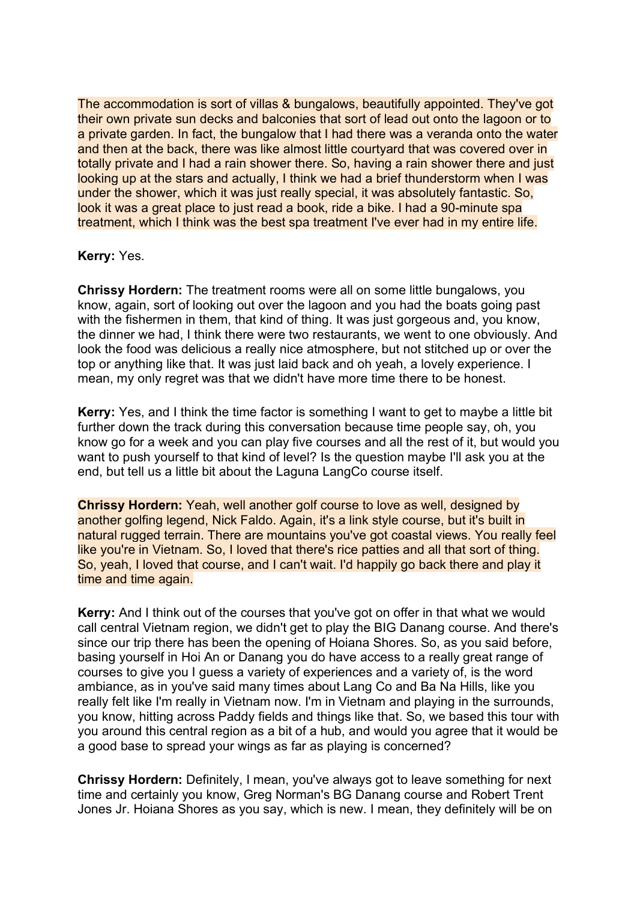The accommodation is sort of villas & bungalows, beautifully appointed. They've got their own private sun decks and balconies that sort of lead out onto the lagoon or to a private garden. In fact, the bungalow that I had there was a veranda onto the water and then at the back, there was like almost little courtyard that was covered over in totally private and I had a rain shower there. So, having a rain shower there and just looking up at the stars and actually, I think we had a brief thunderstorm when I was under the shower, which it was just really special, it was absolutely fantastic. So, look it was a great place to just read a book, ride a bike. I had a 90-minute spa treatment, which I think was the best spa treatment I've ever had in my entire life.

**Kerry:** Yes.

**Chrissy Hordern:** The treatment rooms were all on some little bungalows, you know, again, sort of looking out over the lagoon and you had the boats going past with the fishermen in them, that kind of thing. It was just gorgeous and, you know, the dinner we had, I think there were two restaurants, we went to one obviously. And look the food was delicious a really nice atmosphere, but not stitched up or over the top or anything like that. It was just laid back and oh yeah, a lovely experience. I mean, my only regret was that we didn't have more time there to be honest.

**Kerry:** Yes, and I think the time factor is something I want to get to maybe a little bit further down the track during this conversation because time people say, oh, you know go for a week and you can play five courses and all the rest of it, but would you want to push yourself to that kind of level? Is the question maybe I'll ask you at the end, but tell us a little bit about the Laguna LangCo course itself.

**Chrissy Hordern:** Yeah, well another golf course to love as well, designed by another golfing legend, Nick Faldo. Again, it's a link style course, but it's built in natural rugged terrain. There are mountains you've got coastal views. You really feel like you're in Vietnam. So, I loved that there's rice patties and all that sort of thing. So, yeah, I loved that course, and I can't wait. I'd happily go back there and play it time and time again.

**Kerry:** And I think out of the courses that you've got on offer in that what we would call central Vietnam region, we didn't get to play the BIG Danang course. And there's since our trip there has been the opening of Hoiana Shores. So, as you said before, basing yourself in Hoi An or Danang you do have access to a really great range of courses to give you I guess a variety of experiences and a variety of, is the word ambiance, as in you've said many times about Lang Co and Ba Na Hills, like you really felt like I'm really in Vietnam now. I'm in Vietnam and playing in the surrounds, you know, hitting across Paddy fields and things like that. So, we based this tour with you around this central region as a bit of a hub, and would you agree that it would be a good base to spread your wings as far as playing is concerned?

**Chrissy Hordern:** Definitely, I mean, you've always got to leave something for next time and certainly you know, Greg Norman's BG Danang course and Robert Trent Jones Jr. Hoiana Shores as you say, which is new. I mean, they definitely will be on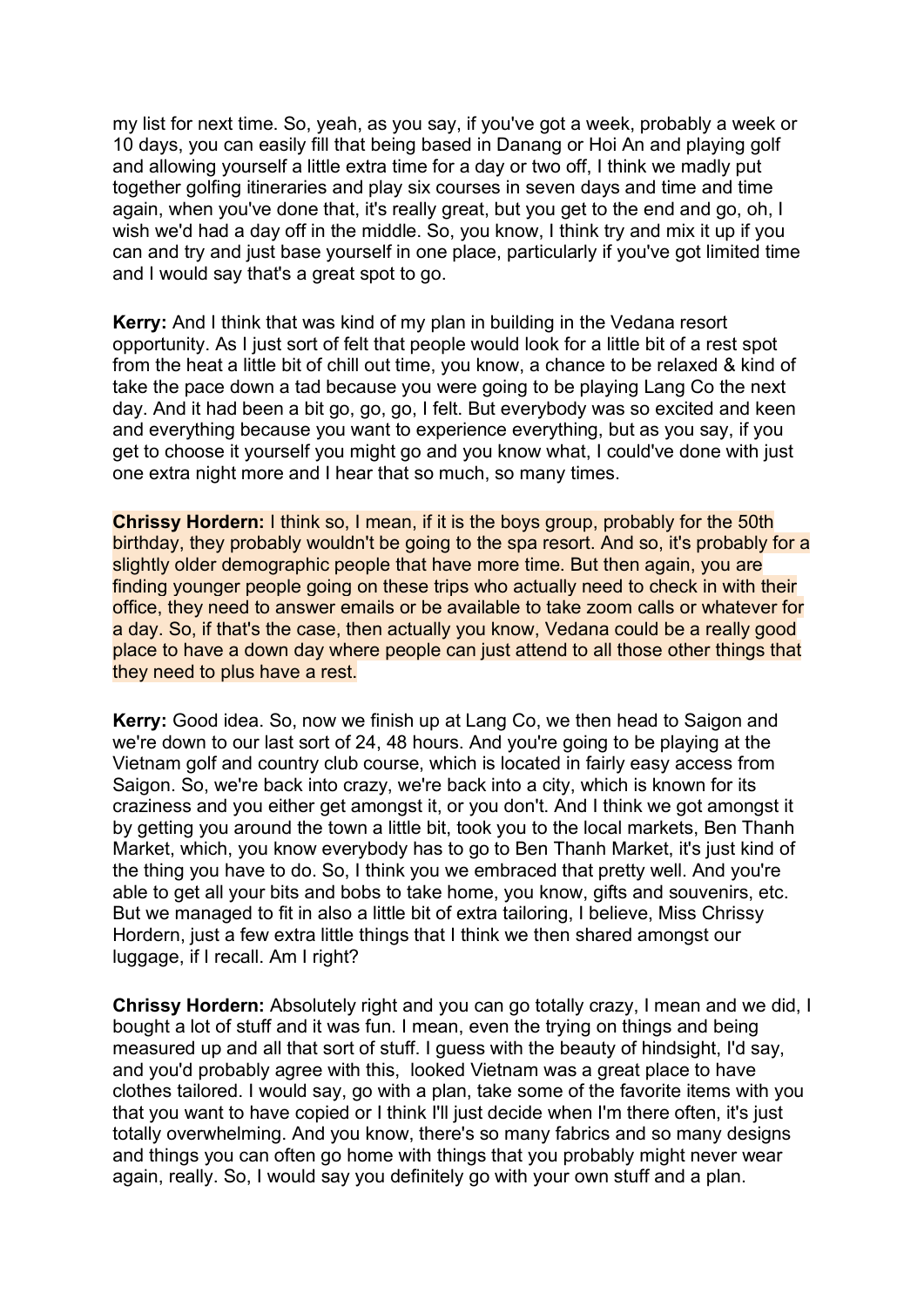my list for next time. So, yeah, as you say, if you've got a week, probably a week or 10 days, you can easily fill that being based in Danang or Hoi An and playing golf and allowing yourself a little extra time for a day or two off, I think we madly put together golfing itineraries and play six courses in seven days and time and time again, when you've done that, it's really great, but you get to the end and go, oh, I wish we'd had a day off in the middle. So, you know, I think try and mix it up if you can and try and just base yourself in one place, particularly if you've got limited time and I would say that's a great spot to go.

**Kerry:** And I think that was kind of my plan in building in the Vedana resort opportunity. As I just sort of felt that people would look for a little bit of a rest spot from the heat a little bit of chill out time, you know, a chance to be relaxed & kind of take the pace down a tad because you were going to be playing Lang Co the next day. And it had been a bit go, go, go, I felt. But everybody was so excited and keen and everything because you want to experience everything, but as you say, if you get to choose it yourself you might go and you know what, I could've done with just one extra night more and I hear that so much, so many times.

**Chrissy Hordern:** I think so, I mean, if it is the boys group, probably for the 50th birthday, they probably wouldn't be going to the spa resort. And so, it's probably for a slightly older demographic people that have more time. But then again, you are finding younger people going on these trips who actually need to check in with their office, they need to answer emails or be available to take zoom calls or whatever for a day. So, if that's the case, then actually you know, Vedana could be a really good place to have a down day where people can just attend to all those other things that they need to plus have a rest.

**Kerry:** Good idea. So, now we finish up at Lang Co, we then head to Saigon and we're down to our last sort of 24, 48 hours. And you're going to be playing at the Vietnam golf and country club course, which is located in fairly easy access from Saigon. So, we're back into crazy, we're back into a city, which is known for its craziness and you either get amongst it, or you don't. And I think we got amongst it by getting you around the town a little bit, took you to the local markets, Ben Thanh Market, which, you know everybody has to go to Ben Thanh Market, it's just kind of the thing you have to do. So, I think you we embraced that pretty well. And you're able to get all your bits and bobs to take home, you know, gifts and souvenirs, etc. But we managed to fit in also a little bit of extra tailoring, I believe, Miss Chrissy Hordern, just a few extra little things that I think we then shared amongst our luggage, if I recall. Am I right?

**Chrissy Hordern:** Absolutely right and you can go totally crazy, I mean and we did, I bought a lot of stuff and it was fun. I mean, even the trying on things and being measured up and all that sort of stuff. I guess with the beauty of hindsight, I'd say, and you'd probably agree with this, looked Vietnam was a great place to have clothes tailored. I would say, go with a plan, take some of the favorite items with you that you want to have copied or I think I'll just decide when I'm there often, it's just totally overwhelming. And you know, there's so many fabrics and so many designs and things you can often go home with things that you probably might never wear again, really. So, I would say you definitely go with your own stuff and a plan.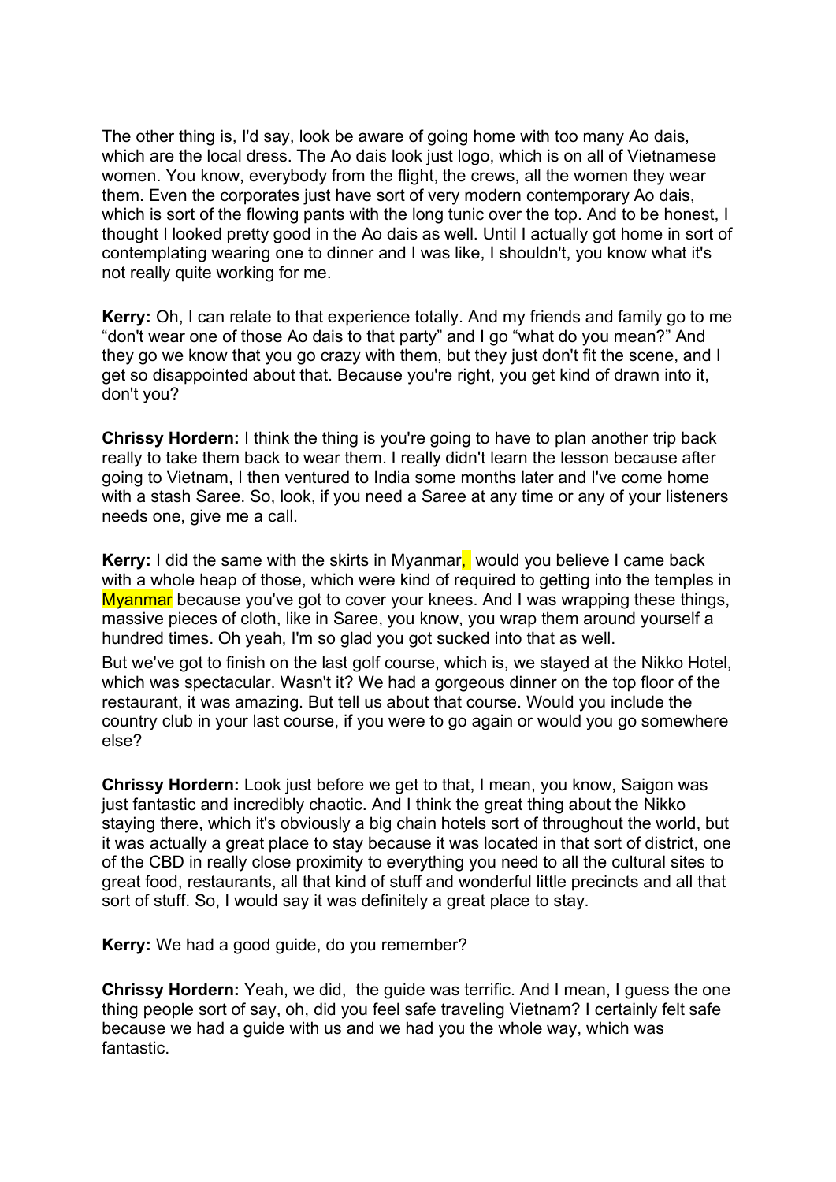The other thing is, I'd say, look be aware of going home with too many Ao dais, which are the local dress. The Ao dais look just logo, which is on all of Vietnamese women. You know, everybody from the flight, the crews, all the women they wear them. Even the corporates just have sort of very modern contemporary Ao dais, which is sort of the flowing pants with the long tunic over the top. And to be honest, I thought I looked pretty good in the Ao dais as well. Until I actually got home in sort of contemplating wearing one to dinner and I was like, I shouldn't, you know what it's not really quite working for me.

**Kerry:** Oh, I can relate to that experience totally. And my friends and family go to me "don't wear one of those Ao dais to that party" and I go "what do you mean?" And they go we know that you go crazy with them, but they just don't fit the scene, and I get so disappointed about that. Because you're right, you get kind of drawn into it, don't you?

**Chrissy Hordern:** I think the thing is you're going to have to plan another trip back really to take them back to wear them. I really didn't learn the lesson because after going to Vietnam, I then ventured to India some months later and I've come home with a stash Saree. So, look, if you need a Saree at any time or any of your listeners needs one, give me a call.

**Kerry:** I did the same with the skirts in Myanmar, would you believe I came back with a whole heap of those, which were kind of required to getting into the temples in Myanmar because you've got to cover your knees. And I was wrapping these things, massive pieces of cloth, like in Saree, you know, you wrap them around yourself a hundred times. Oh yeah, I'm so glad you got sucked into that as well.

But we've got to finish on the last golf course, which is, we stayed at the Nikko Hotel, which was spectacular. Wasn't it? We had a gorgeous dinner on the top floor of the restaurant, it was amazing. But tell us about that course. Would you include the country club in your last course, if you were to go again or would you go somewhere else?

**Chrissy Hordern:** Look just before we get to that, I mean, you know, Saigon was just fantastic and incredibly chaotic. And I think the great thing about the Nikko staying there, which it's obviously a big chain hotels sort of throughout the world, but it was actually a great place to stay because it was located in that sort of district, one of the CBD in really close proximity to everything you need to all the cultural sites to great food, restaurants, all that kind of stuff and wonderful little precincts and all that sort of stuff. So, I would say it was definitely a great place to stay.

**Kerry:** We had a good guide, do you remember?

**Chrissy Hordern:** Yeah, we did, the guide was terrific. And I mean, I guess the one thing people sort of say, oh, did you feel safe traveling Vietnam? I certainly felt safe because we had a guide with us and we had you the whole way, which was fantastic.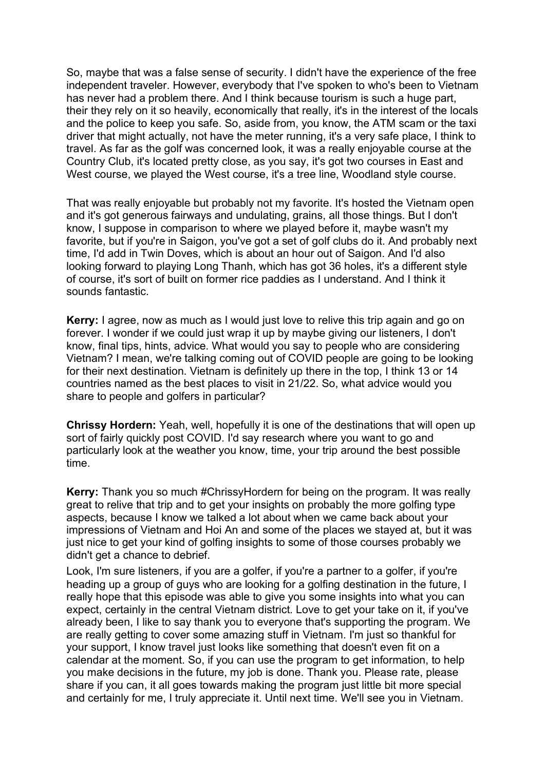So, maybe that was a false sense of security. I didn't have the experience of the free independent traveler. However, everybody that I've spoken to who's been to Vietnam has never had a problem there. And I think because tourism is such a huge part, their they rely on it so heavily, economically that really, it's in the interest of the locals and the police to keep you safe. So, aside from, you know, the ATM scam or the taxi driver that might actually, not have the meter running, it's a very safe place, I think to travel. As far as the golf was concerned look, it was a really enjoyable course at the Country Club, it's located pretty close, as you say, it's got two courses in East and West course, we played the West course, it's a tree line, Woodland style course.

That was really enjoyable but probably not my favorite. It's hosted the Vietnam open and it's got generous fairways and undulating, grains, all those things. But I don't know, I suppose in comparison to where we played before it, maybe wasn't my favorite, but if you're in Saigon, you've got a set of golf clubs do it. And probably next time, I'd add in Twin Doves, which is about an hour out of Saigon. And I'd also looking forward to playing Long Thanh, which has got 36 holes, it's a different style of course, it's sort of built on former rice paddies as I understand. And I think it sounds fantastic.

**Kerry:** I agree, now as much as I would just love to relive this trip again and go on forever. I wonder if we could just wrap it up by maybe giving our listeners, I don't know, final tips, hints, advice. What would you say to people who are considering Vietnam? I mean, we're talking coming out of COVID people are going to be looking for their next destination. Vietnam is definitely up there in the top, I think 13 or 14 countries named as the best places to visit in 21/22. So, what advice would you share to people and golfers in particular?

**Chrissy Hordern:** Yeah, well, hopefully it is one of the destinations that will open up sort of fairly quickly post COVID. I'd say research where you want to go and particularly look at the weather you know, time, your trip around the best possible time.

**Kerry:** Thank you so much #ChrissyHordern for being on the program. It was really great to relive that trip and to get your insights on probably the more golfing type aspects, because I know we talked a lot about when we came back about your impressions of Vietnam and Hoi An and some of the places we stayed at, but it was just nice to get your kind of golfing insights to some of those courses probably we didn't get a chance to debrief.

Look, I'm sure listeners, if you are a golfer, if you're a partner to a golfer, if you're heading up a group of guys who are looking for a golfing destination in the future, I really hope that this episode was able to give you some insights into what you can expect, certainly in the central Vietnam district. Love to get your take on it, if you've already been, I like to say thank you to everyone that's supporting the program. We are really getting to cover some amazing stuff in Vietnam. I'm just so thankful for your support, I know travel just looks like something that doesn't even fit on a calendar at the moment. So, if you can use the program to get information, to help you make decisions in the future, my job is done. Thank you. Please rate, please share if you can, it all goes towards making the program just little bit more special and certainly for me, I truly appreciate it. Until next time. We'll see you in Vietnam.